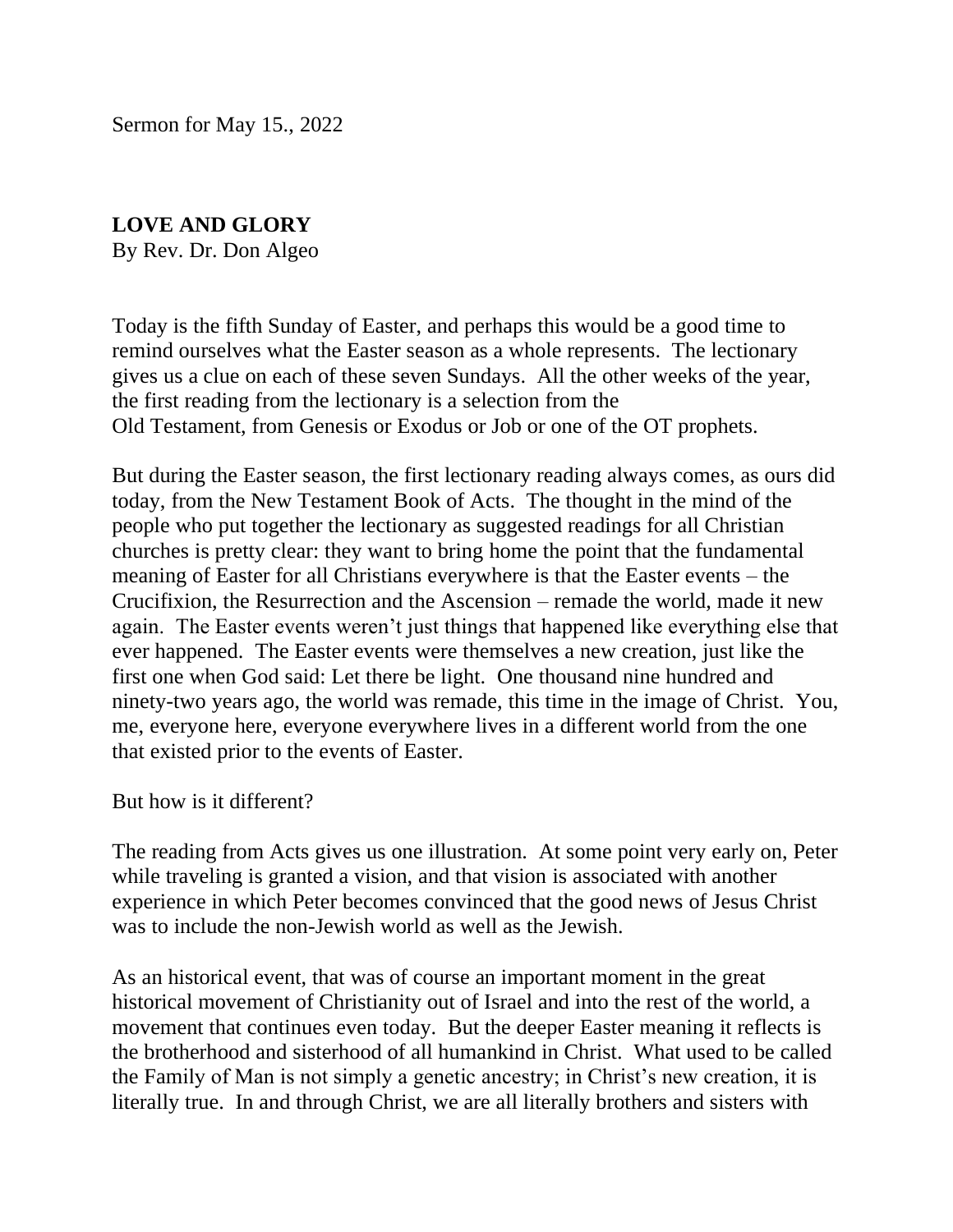Sermon for May 15., 2022

**LOVE AND GLORY**
By Rev. Dr. Don Algeo

Today is the fifth Sunday of Easter, and perhaps this would be a good time to remind ourselves what the Easter season as a whole represents. The lectionary gives us a clue on each of these seven Sundays. All the other weeks of the year, the first reading from the lectionary is a selection from the Old Testament, from Genesis or Exodus or Job or one of the OT prophets.

But during the Easter season, the first lectionary reading always comes, as ours did today, from the New Testament Book of Acts. The thought in the mind of the people who put together the lectionary as suggested readings for all Christian churches is pretty clear: they want to bring home the point that the fundamental meaning of Easter for all Christians everywhere is that the Easter events – the Crucifixion, the Resurrection and the Ascension – remade the world, made it new again. The Easter events weren't just things that happened like everything else that ever happened. The Easter events were themselves a new creation, just like the first one when God said: Let there be light. One thousand nine hundred and ninety-two years ago, the world was remade, this time in the image of Christ. You, me, everyone here, everyone everywhere lives in a different world from the one that existed prior to the events of Easter.

But how is it different?

The reading from Acts gives us one illustration. At some point very early on, Peter while traveling is granted a vision, and that vision is associated with another experience in which Peter becomes convinced that the good news of Jesus Christ was to include the non-Jewish world as well as the Jewish.

As an historical event, that was of course an important moment in the great historical movement of Christianity out of Israel and into the rest of the world, a movement that continues even today. But the deeper Easter meaning it reflects is the brotherhood and sisterhood of all humankind in Christ. What used to be called the Family of Man is not simply a genetic ancestry; in Christ's new creation, it is literally true. In and through Christ, we are all literally brothers and sisters with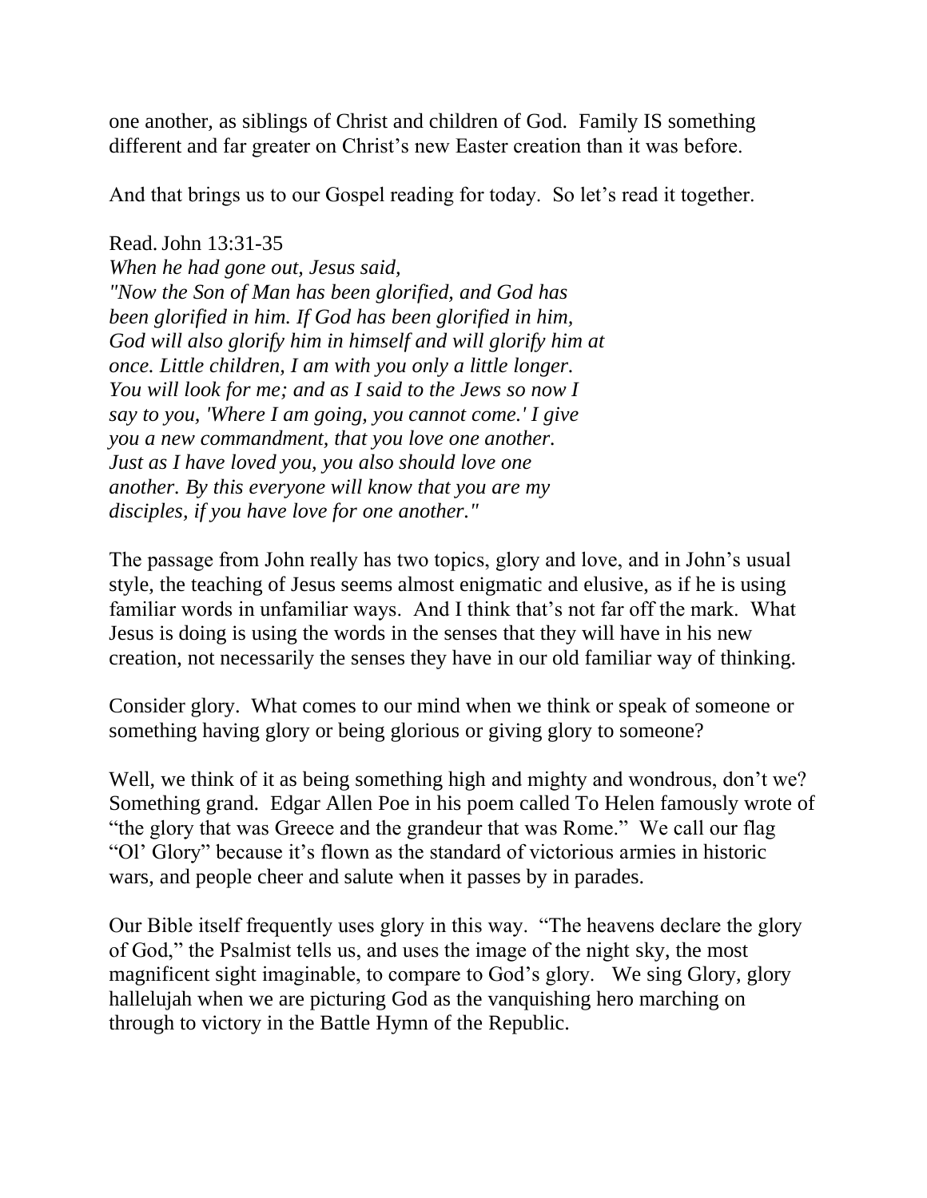one another, as siblings of Christ and children of God. Family IS something different and far greater on Christ's new Easter creation than it was before.

And that brings us to our Gospel reading for today. So let's read it together.

Read. John 13:31-35
*When he had gone out, Jesus said,*
*"Now the Son of Man has been glorified, and God has been glorified in him. If God has been glorified in him, God will also glorify him in himself and will glorify him at once. Little children, I am with you only a little longer. You will look for me; and as I said to the Jews so now I say to you, 'Where I am going, you cannot come.' I give you a new commandment, that you love one another. Just as I have loved you, you also should love one another. By this everyone will know that you are my disciples, if you have love for one another."*

The passage from John really has two topics, glory and love, and in John's usual style, the teaching of Jesus seems almost enigmatic and elusive, as if he is using familiar words in unfamiliar ways. And I think that's not far off the mark. What Jesus is doing is using the words in the senses that they will have in his new creation, not necessarily the senses they have in our old familiar way of thinking.

Consider glory. What comes to our mind when we think or speak of someone or something having glory or being glorious or giving glory to someone?

Well, we think of it as being something high and mighty and wondrous, don't we? Something grand. Edgar Allen Poe in his poem called To Helen famously wrote of "the glory that was Greece and the grandeur that was Rome." We call our flag "Ol' Glory" because it's flown as the standard of victorious armies in historic wars, and people cheer and salute when it passes by in parades.

Our Bible itself frequently uses glory in this way. "The heavens declare the glory of God," the Psalmist tells us, and uses the image of the night sky, the most magnificent sight imaginable, to compare to God's glory. We sing Glory, glory hallelujah when we are picturing God as the vanquishing hero marching on through to victory in the Battle Hymn of the Republic.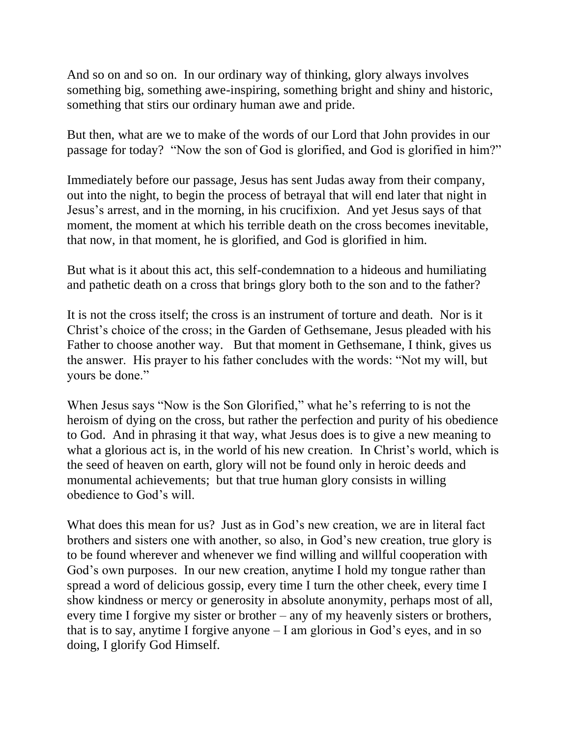And so on and so on. In our ordinary way of thinking, glory always involves something big, something awe-inspiring, something bright and shiny and historic, something that stirs our ordinary human awe and pride.

But then, what are we to make of the words of our Lord that John provides in our passage for today? "Now the son of God is glorified, and God is glorified in him?"

Immediately before our passage, Jesus has sent Judas away from their company, out into the night, to begin the process of betrayal that will end later that night in Jesus's arrest, and in the morning, in his crucifixion. And yet Jesus says of that moment, the moment at which his terrible death on the cross becomes inevitable, that now, in that moment, he is glorified, and God is glorified in him.

But what is it about this act, this self-condemnation to a hideous and humiliating and pathetic death on a cross that brings glory both to the son and to the father?

It is not the cross itself; the cross is an instrument of torture and death. Nor is it Christ's choice of the cross; in the Garden of Gethsemane, Jesus pleaded with his Father to choose another way. But that moment in Gethsemane, I think, gives us the answer. His prayer to his father concludes with the words: "Not my will, but yours be done."

When Jesus says "Now is the Son Glorified," what he's referring to is not the heroism of dying on the cross, but rather the perfection and purity of his obedience to God. And in phrasing it that way, what Jesus does is to give a new meaning to what a glorious act is, in the world of his new creation. In Christ's world, which is the seed of heaven on earth, glory will not be found only in heroic deeds and monumental achievements; but that true human glory consists in willing obedience to God's will.

What does this mean for us? Just as in God's new creation, we are in literal fact brothers and sisters one with another, so also, in God's new creation, true glory is to be found wherever and whenever we find willing and willful cooperation with God's own purposes. In our new creation, anytime I hold my tongue rather than spread a word of delicious gossip, every time I turn the other cheek, every time I show kindness or mercy or generosity in absolute anonymity, perhaps most of all, every time I forgive my sister or brother – any of my heavenly sisters or brothers, that is to say, anytime I forgive anyone – I am glorious in God's eyes, and in so doing, I glorify God Himself.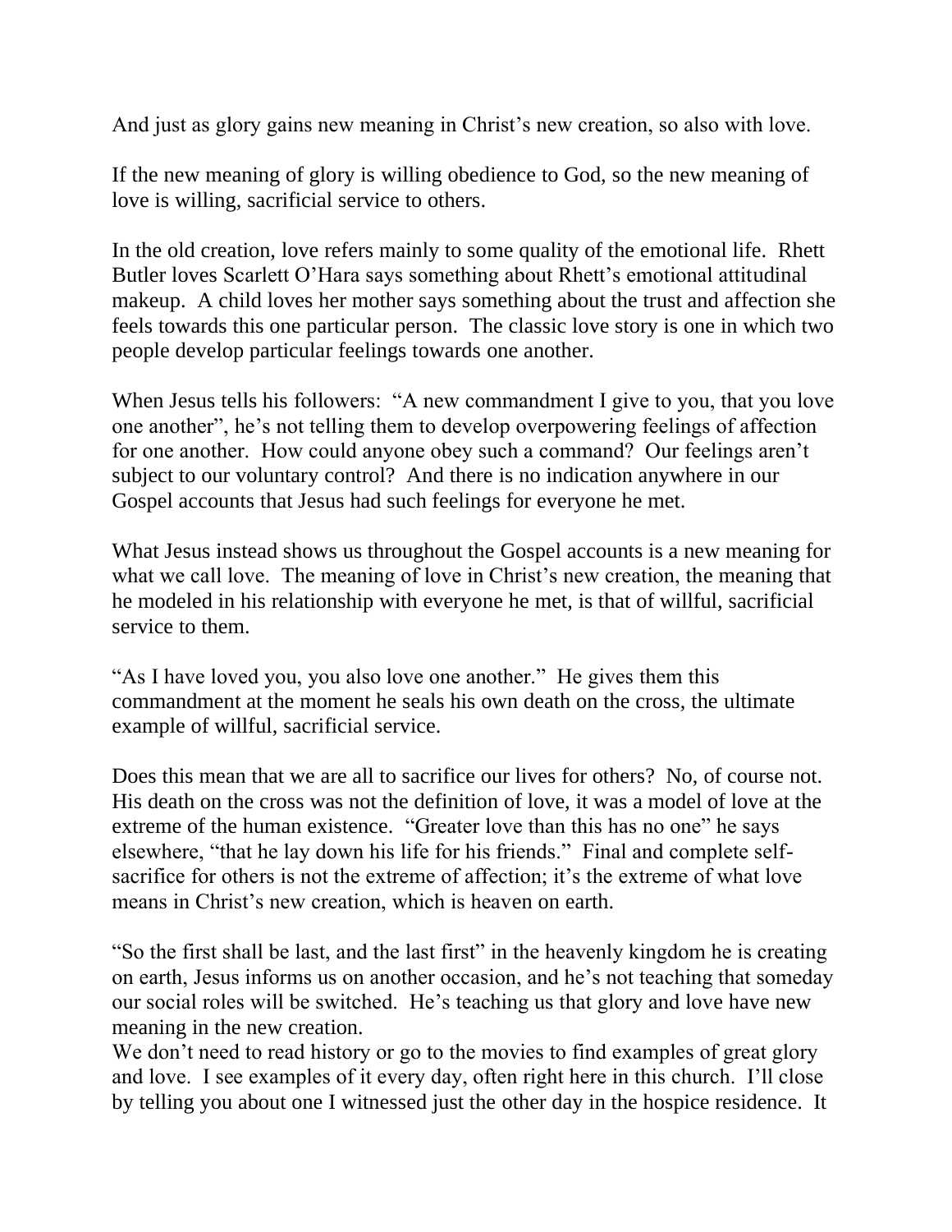And just as glory gains new meaning in Christ's new creation, so also with love.

If the new meaning of glory is willing obedience to God, so the new meaning of love is willing, sacrificial service to others.

In the old creation, love refers mainly to some quality of the emotional life. Rhett Butler loves Scarlett O'Hara says something about Rhett's emotional attitudinal makeup. A child loves her mother says something about the trust and affection she feels towards this one particular person. The classic love story is one in which two people develop particular feelings towards one another.

When Jesus tells his followers: "A new commandment I give to you, that you love one another", he's not telling them to develop overpowering feelings of affection for one another. How could anyone obey such a command? Our feelings aren't subject to our voluntary control? And there is no indication anywhere in our Gospel accounts that Jesus had such feelings for everyone he met.

What Jesus instead shows us throughout the Gospel accounts is a new meaning for what we call love. The meaning of love in Christ's new creation, the meaning that he modeled in his relationship with everyone he met, is that of willful, sacrificial service to them.

"As I have loved you, you also love one another." He gives them this commandment at the moment he seals his own death on the cross, the ultimate example of willful, sacrificial service.

Does this mean that we are all to sacrifice our lives for others? No, of course not. His death on the cross was not the definition of love, it was a model of love at the extreme of the human existence. "Greater love than this has no one" he says elsewhere, "that he lay down his life for his friends." Final and complete self-sacrifice for others is not the extreme of affection; it's the extreme of what love means in Christ's new creation, which is heaven on earth.

"So the first shall be last, and the last first" in the heavenly kingdom he is creating on earth, Jesus informs us on another occasion, and he's not teaching that someday our social roles will be switched. He's teaching us that glory and love have new meaning in the new creation.

We don't need to read history or go to the movies to find examples of great glory and love. I see examples of it every day, often right here in this church. I'll close by telling you about one I witnessed just the other day in the hospice residence. It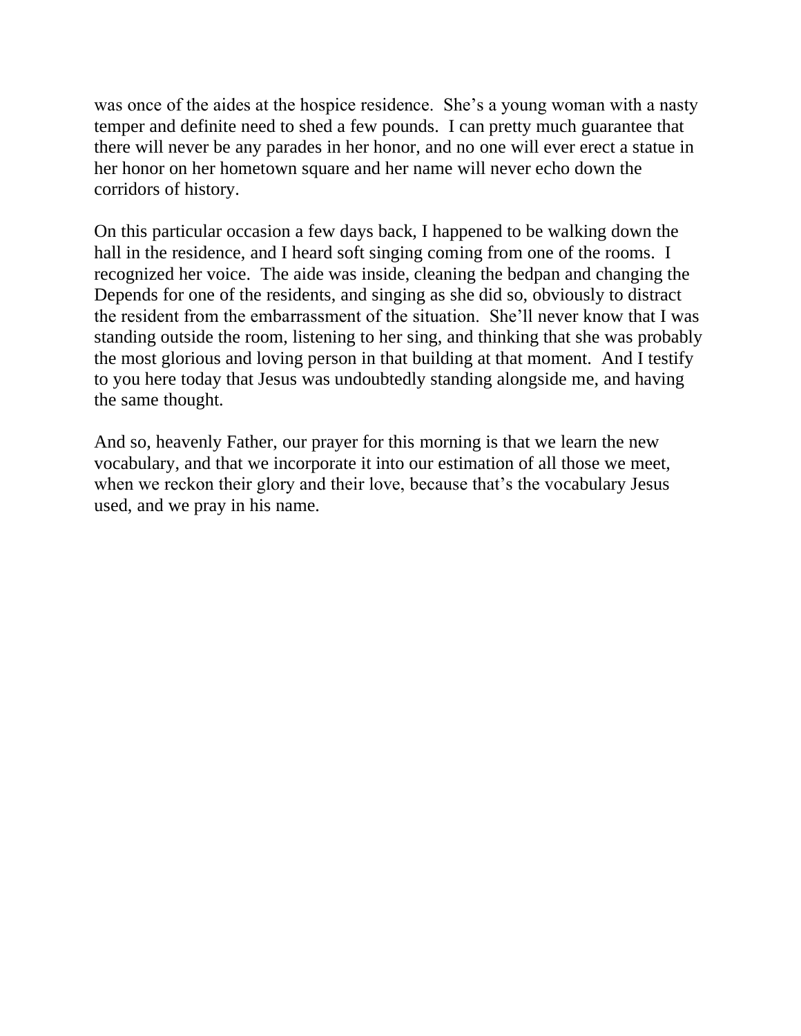was once of the aides at the hospice residence. She's a young woman with a nasty temper and definite need to shed a few pounds. I can pretty much guarantee that there will never be any parades in her honor, and no one will ever erect a statue in her honor on her hometown square and her name will never echo down the corridors of history.

On this particular occasion a few days back, I happened to be walking down the hall in the residence, and I heard soft singing coming from one of the rooms. I recognized her voice. The aide was inside, cleaning the bedpan and changing the Depends for one of the residents, and singing as she did so, obviously to distract the resident from the embarrassment of the situation. She'll never know that I was standing outside the room, listening to her sing, and thinking that she was probably the most glorious and loving person in that building at that moment. And I testify to you here today that Jesus was undoubtedly standing alongside me, and having the same thought.

And so, heavenly Father, our prayer for this morning is that we learn the new vocabulary, and that we incorporate it into our estimation of all those we meet, when we reckon their glory and their love, because that's the vocabulary Jesus used, and we pray in his name.